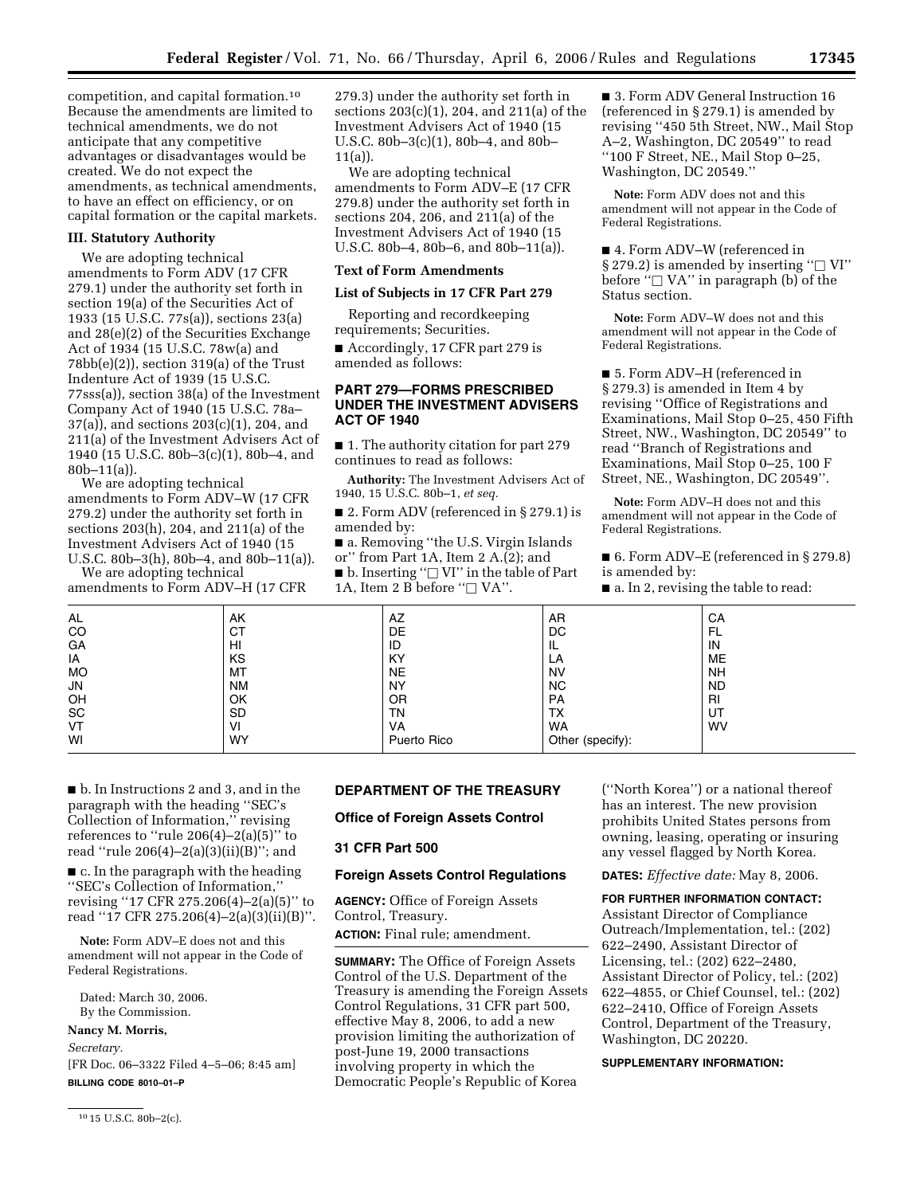competition, and capital formation.[10] Because the amendments are limited to technical amendments, we do not anticipate that any competitive advantages or disadvantages would be created. We do not expect the amendments, as technical amendments, to have an effect on efficiency, or on capital formation or the capital markets.

### III. Statutory Authority

We are adopting technical amendments to Form ADV (17 CFR 279.1) under the authority set forth in section 19(a) of the Securities Act of 1933 (15 U.S.C. 77s(a)), sections 23(a) and 28(e)(2) of the Securities Exchange Act of 1934 (15 U.S.C. 78w(a) and 78bb(e)(2)), section 319(a) of the Trust Indenture Act of 1939 (15 U.S.C. 77sss(a)), section 38(a) of the Investment Company Act of 1940 (15 U.S.C. 78a–37(a)), and sections 203(c)(1), 204, and 211(a) of the Investment Advisers Act of 1940 (15 U.S.C. 80b–3(c)(1), 80b–4, and 80b–11(a)).

We are adopting technical amendments to Form ADV–W (17 CFR 279.2) under the authority set forth in sections 203(h), 204, and 211(a) of the Investment Advisers Act of 1940 (15 U.S.C. 80b–3(h), 80b–4, and 80b–11(a)).

We are adopting technical amendments to Form ADV–H (17 CFR 279.3) under the authority set forth in sections 203(c)(1), 204, and 211(a) of the Investment Advisers Act of 1940 (15 U.S.C. 80b–3(c)(1), 80b–4, and 80b–11(a)).

We are adopting technical amendments to Form ADV–E (17 CFR 279.8) under the authority set forth in sections 204, 206, and 211(a) of the Investment Advisers Act of 1940 (15 U.S.C. 80b–4, 80b–6, and 80b–11(a)).

### Text of Form Amendments

### List of Subjects in 17 CFR Part 279

Reporting and recordkeeping requirements; Securities.

■ Accordingly, 17 CFR part 279 is amended as follows:

## PART 279—FORMS PRESCRIBED UNDER THE INVESTMENT ADVISERS ACT OF 1940

■ 1. The authority citation for part 279 continues to read as follows:

**Authority:** The Investment Advisers Act of 1940, 15 U.S.C. 80b–1, *et seq.*

■ 2. Form ADV (referenced in § 279.1) is amended by:

■ a. Removing ''the U.S. Virgin Islands or'' from Part 1A, Item 2 A.(2); and

■ b. Inserting ''□ VI'' in the table of Part 1A, Item 2 B before ''□ VA''.

■ 3. Form ADV General Instruction 16 (referenced in § 279.1) is amended by revising ''450 5th Street, NW., Mail Stop A–2, Washington, DC 20549'' to read ''100 F Street, NE., Mail Stop 0–25, Washington, DC 20549.''

**Note:** Form ADV does not and this amendment will not appear in the Code of Federal Registrations.

■ 4. Form ADV–W (referenced in § 279.2) is amended by inserting ''□ VI'' before ''□ VA'' in paragraph (b) of the Status section.

**Note:** Form ADV–W does not and this amendment will not appear in the Code of Federal Registrations.

■ 5. Form ADV–H (referenced in § 279.3) is amended in Item 4 by revising ''Office of Registrations and Examinations, Mail Stop 0–25, 450 Fifth Street, NW., Washington, DC 20549'' to read ''Branch of Registrations and Examinations, Mail Stop 0–25, 100 F Street, NE., Washington, DC 20549''.

**Note:** Form ADV–H does not and this amendment will not appear in the Code of Federal Registrations.

■ 6. Form ADV–E (referenced in § 279.8) is amended by:

■ a. In 2, revising the table to read:

| | | | | |
|---|---|---|---|---|
| AL | AK | AZ | AR | CA |
| CO | CT | DE | DC | FL |
| GA | HI | ID | IL | IN |
| IA | KS | KY | LA | ME |
| MO | MT | NE | NV | NH |
| JN | NM | NY | NC | ND |
| OH | OK | OR | PA | RI |
| SC | SD | TN | TX | UT |
| VT | VI | VA | WA | WV |
| WI | WY | Puerto Rico | Other (specify): | |

■ b. In Instructions 2 and 3, and in the paragraph with the heading ''SEC's Collection of Information,'' revising references to ''rule 206(4)–2(a)(5)'' to read ''rule 206(4)–2(a)(3)(ii)(B)''; and

■ c. In the paragraph with the heading ''SEC's Collection of Information,'' revising ''17 CFR 275.206(4)–2(a)(5)'' to read ''17 CFR 275.206(4)–2(a)(3)(ii)(B)''.

**Note:** Form ADV–E does not and this amendment will not appear in the Code of Federal Registrations.

Dated: March 30, 2006.

By the Commission.

**Nancy M. Morris,**

*Secretary.*

[FR Doc. 06–3322 Filed 4–5–06; 8:45 am]

**BILLING CODE 8010–01–P**

[10] 15 U.S.C. 80b–2(c).

## DEPARTMENT OF THE TREASURY

### Office of Foreign Assets Control

### 31 CFR Part 500

### Foreign Assets Control Regulations

**AGENCY:** Office of Foreign Assets Control, Treasury.

**ACTION:** Final rule; amendment.

**SUMMARY:** The Office of Foreign Assets Control of the U.S. Department of the Treasury is amending the Foreign Assets Control Regulations, 31 CFR part 500, effective May 8, 2006, to add a new provision limiting the authorization of post-June 19, 2000 transactions involving property in which the Democratic People's Republic of Korea (''North Korea'') or a national thereof has an interest. The new provision prohibits United States persons from owning, leasing, operating or insuring any vessel flagged by North Korea.

**DATES:** *Effective date:* May 8, 2006.

**FOR FURTHER INFORMATION CONTACT:** Assistant Director of Compliance Outreach/Implementation, tel.: (202) 622–2490, Assistant Director of Licensing, tel.: (202) 622–2480, Assistant Director of Policy, tel.: (202) 622–4855, or Chief Counsel, tel.: (202) 622–2410, Office of Foreign Assets Control, Department of the Treasury, Washington, DC 20220.

**SUPPLEMENTARY INFORMATION:**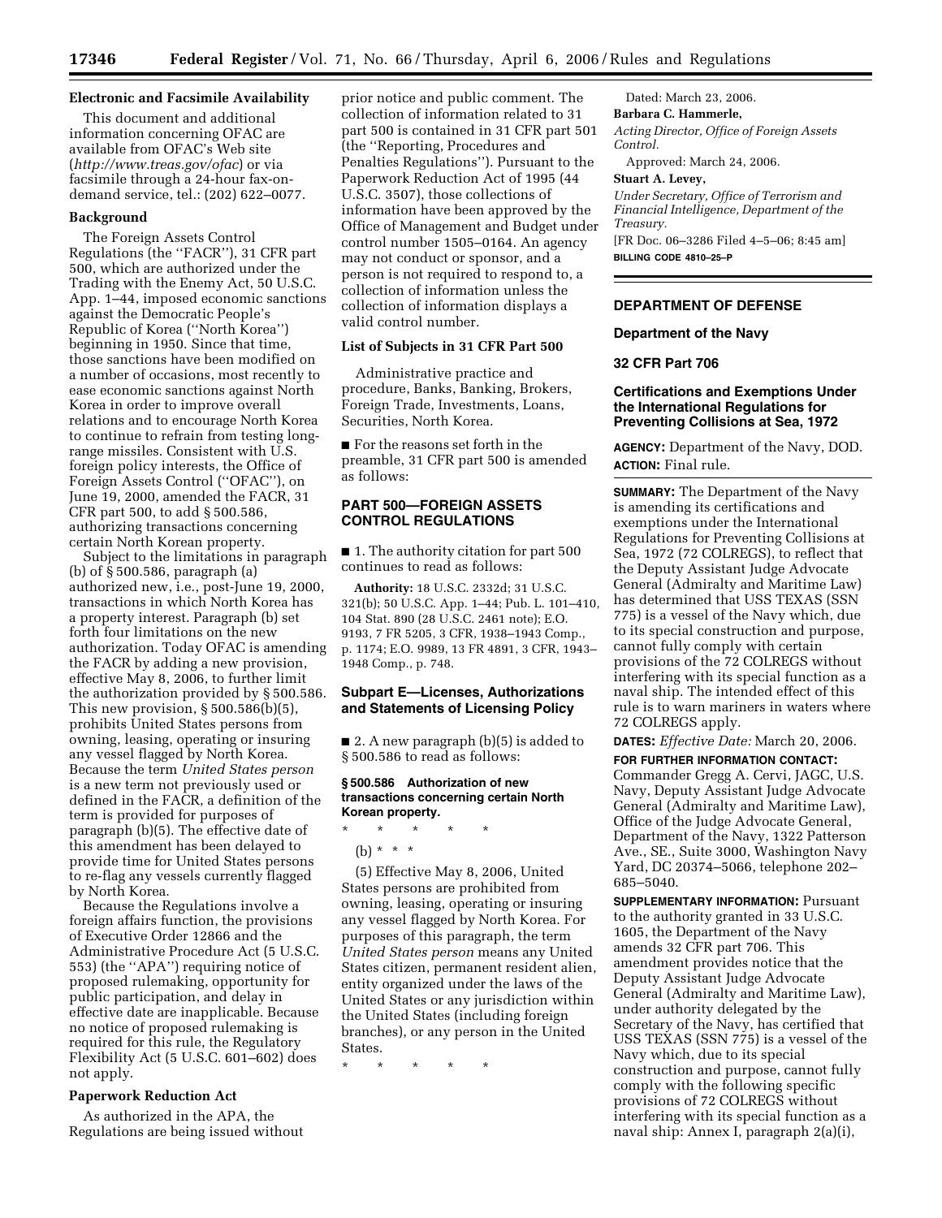### Electronic and Facsimile Availability

This document and additional information concerning OFAC are available from OFAC's Web site (*http://www.treas.gov/ofac*) or via facsimile through a 24-hour fax-on-demand service, tel.: (202) 622–0077.

### Background

The Foreign Assets Control Regulations (the ''FACR''), 31 CFR part 500, which are authorized under the Trading with the Enemy Act, 50 U.S.C. App. 1–44, imposed economic sanctions against the Democratic People's Republic of Korea (''North Korea'') beginning in 1950. Since that time, those sanctions have been modified on a number of occasions, most recently to ease economic sanctions against North Korea in order to improve overall relations and to encourage North Korea to continue to refrain from testing long-range missiles. Consistent with U.S. foreign policy interests, the Office of Foreign Assets Control (''OFAC''), on June 19, 2000, amended the FACR, 31 CFR part 500, to add § 500.586, authorizing transactions concerning certain North Korean property.

Subject to the limitations in paragraph (b) of § 500.586, paragraph (a) authorized new, i.e., post-June 19, 2000, transactions in which North Korea has a property interest. Paragraph (b) set forth four limitations on the new authorization. Today OFAC is amending the FACR by adding a new provision, effective May 8, 2006, to further limit the authorization provided by § 500.586. This new provision, § 500.586(b)(5), prohibits United States persons from owning, leasing, operating or insuring any vessel flagged by North Korea. Because the term *United States person* is a new term not previously used or defined in the FACR, a definition of the term is provided for purposes of paragraph (b)(5). The effective date of this amendment has been delayed to provide time for United States persons to re-flag any vessels currently flagged by North Korea.

Because the Regulations involve a foreign affairs function, the provisions of Executive Order 12866 and the Administrative Procedure Act (5 U.S.C. 553) (the ''APA'') requiring notice of proposed rulemaking, opportunity for public participation, and delay in effective date are inapplicable. Because no notice of proposed rulemaking is required for this rule, the Regulatory Flexibility Act (5 U.S.C. 601–602) does not apply.

### Paperwork Reduction Act

As authorized in the APA, the Regulations are being issued without prior notice and public comment. The collection of information related to 31 part 500 is contained in 31 CFR part 501 (the ''Reporting, Procedures and Penalties Regulations''). Pursuant to the Paperwork Reduction Act of 1995 (44 U.S.C. 3507), those collections of information have been approved by the Office of Management and Budget under control number 1505–0164. An agency may not conduct or sponsor, and a person is not required to respond to, a collection of information unless the collection of information displays a valid control number.

### List of Subjects in 31 CFR Part 500

Administrative practice and procedure, Banks, Banking, Brokers, Foreign Trade, Investments, Loans, Securities, North Korea.

■ For the reasons set forth in the preamble, 31 CFR part 500 is amended as follows:

## PART 500—FOREIGN ASSETS CONTROL REGULATIONS

■ 1. The authority citation for part 500 continues to read as follows:

**Authority:** 18 U.S.C. 2332d; 31 U.S.C. 321(b); 50 U.S.C. App. 1–44; Pub. L. 101–410, 104 Stat. 890 (28 U.S.C. 2461 note); E.O. 9193, 7 FR 5205, 3 CFR, 1938–1943 Comp., p. 1174; E.O. 9989, 13 FR 4891, 3 CFR, 1943–1948 Comp., p. 748.

### Subpart E—Licenses, Authorizations and Statements of Licensing Policy

■ 2. A new paragraph (b)(5) is added to § 500.586 to read as follows:

#### § 500.586 Authorization of new transactions concerning certain North Korean property.

\* \* \* \* \*

(b) \* \* \*

(5) Effective May 8, 2006, United States persons are prohibited from owning, leasing, operating or insuring any vessel flagged by North Korea. For purposes of this paragraph, the term *United States person* means any United States citizen, permanent resident alien, entity organized under the laws of the United States or any jurisdiction within the United States (including foreign branches), or any person in the United States.

\* \* \* \* \*

Dated: March 23, 2006.

**Barbara C. Hammerle,**

*Acting Director, Office of Foreign Assets Control.*

Approved: March 24, 2006.

**Stuart A. Levey,**

*Under Secretary, Office of Terrorism and Financial Intelligence, Department of the Treasury.*

[FR Doc. 06–3286 Filed 4–5–06; 8:45 am]

**BILLING CODE 4810–25–P**

---

## DEPARTMENT OF DEFENSE

### Department of the Navy

### 32 CFR Part 706

### Certifications and Exemptions Under the International Regulations for Preventing Collisions at Sea, 1972

**AGENCY:** Department of the Navy, DOD.

**ACTION:** Final rule.

**SUMMARY:** The Department of the Navy is amending its certifications and exemptions under the International Regulations for Preventing Collisions at Sea, 1972 (72 COLREGS), to reflect that the Deputy Assistant Judge Advocate General (Admiralty and Maritime Law) has determined that USS TEXAS (SSN 775) is a vessel of the Navy which, due to its special construction and purpose, cannot fully comply with certain provisions of the 72 COLREGS without interfering with its special function as a naval ship. The intended effect of this rule is to warn mariners in waters where 72 COLREGS apply.

**DATES:** *Effective Date:* March 20, 2006.

**FOR FURTHER INFORMATION CONTACT:** Commander Gregg A. Cervi, JAGC, U.S. Navy, Deputy Assistant Judge Advocate General (Admiralty and Maritime Law), Office of the Judge Advocate General, Department of the Navy, 1322 Patterson Ave., SE., Suite 3000, Washington Navy Yard, DC 20374–5066, telephone 202–685–5040.

**SUPPLEMENTARY INFORMATION:** Pursuant to the authority granted in 33 U.S.C. 1605, the Department of the Navy amends 32 CFR part 706. This amendment provides notice that the Deputy Assistant Judge Advocate General (Admiralty and Maritime Law), under authority delegated by the Secretary of the Navy, has certified that USS TEXAS (SSN 775) is a vessel of the Navy which, due to its special construction and purpose, cannot fully comply with the following specific provisions of 72 COLREGS without interfering with its special function as a naval ship: Annex I, paragraph 2(a)(i),